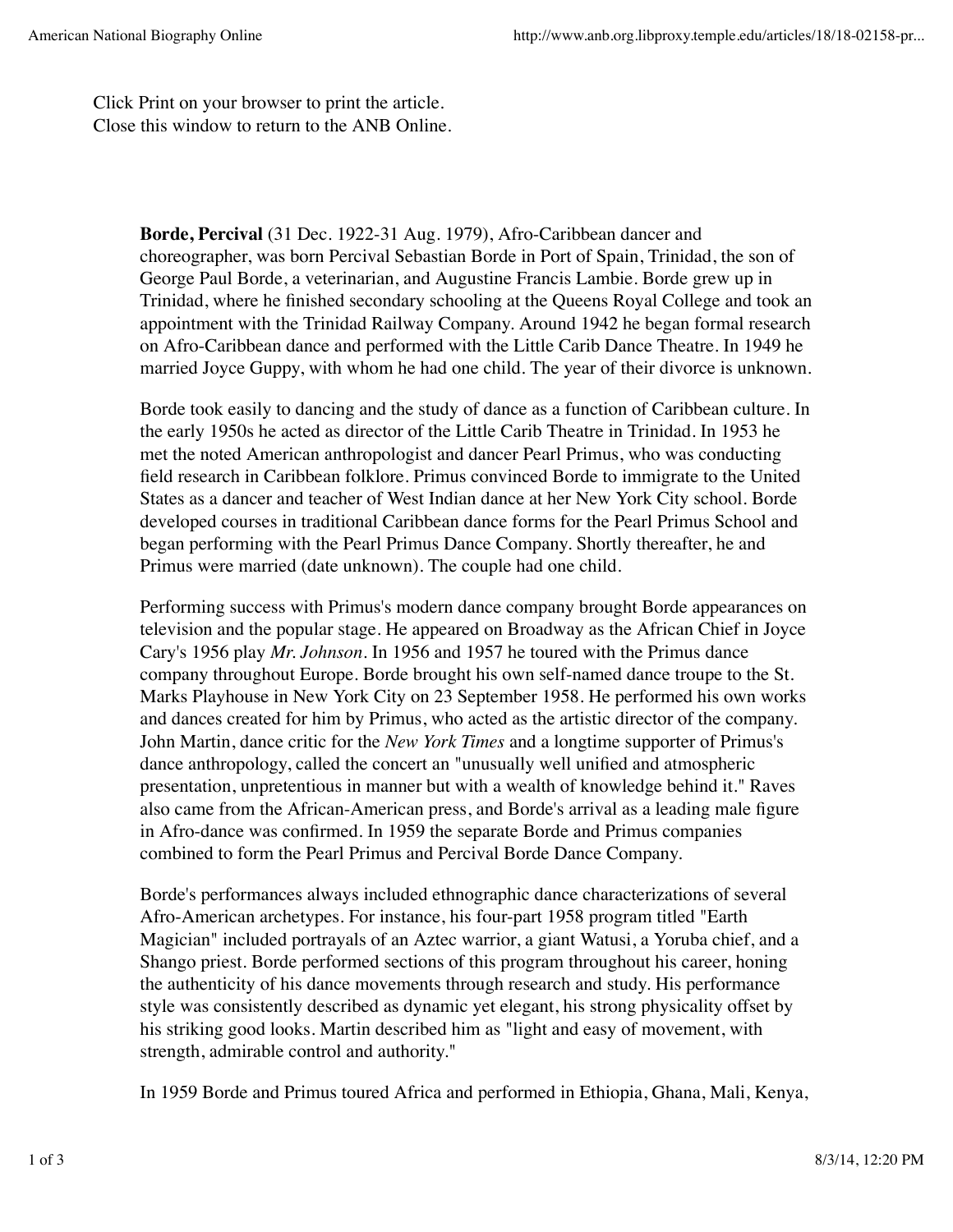Click Print on your browser to print the article.
Close this window to return to the ANB Online.

**Borde, Percival** (31 Dec. 1922-31 Aug. 1979), Afro-Caribbean dancer and choreographer, was born Percival Sebastian Borde in Port of Spain, Trinidad, the son of George Paul Borde, a veterinarian, and Augustine Francis Lambie. Borde grew up in Trinidad, where he finished secondary schooling at the Queens Royal College and took an appointment with the Trinidad Railway Company. Around 1942 he began formal research on Afro-Caribbean dance and performed with the Little Carib Dance Theatre. In 1949 he married Joyce Guppy, with whom he had one child. The year of their divorce is unknown.

Borde took easily to dancing and the study of dance as a function of Caribbean culture. In the early 1950s he acted as director of the Little Carib Theatre in Trinidad. In 1953 he met the noted American anthropologist and dancer Pearl Primus, who was conducting field research in Caribbean folklore. Primus convinced Borde to immigrate to the United States as a dancer and teacher of West Indian dance at her New York City school. Borde developed courses in traditional Caribbean dance forms for the Pearl Primus School and began performing with the Pearl Primus Dance Company. Shortly thereafter, he and Primus were married (date unknown). The couple had one child.

Performing success with Primus's modern dance company brought Borde appearances on television and the popular stage. He appeared on Broadway as the African Chief in Joyce Cary's 1956 play *Mr. Johnson*. In 1956 and 1957 he toured with the Primus dance company throughout Europe. Borde brought his own self-named dance troupe to the St. Marks Playhouse in New York City on 23 September 1958. He performed his own works and dances created for him by Primus, who acted as the artistic director of the company. John Martin, dance critic for the *New York Times* and a longtime supporter of Primus's dance anthropology, called the concert an "unusually well unified and atmospheric presentation, unpretentious in manner but with a wealth of knowledge behind it." Raves also came from the African-American press, and Borde's arrival as a leading male figure in Afro-dance was confirmed. In 1959 the separate Borde and Primus companies combined to form the Pearl Primus and Percival Borde Dance Company.

Borde's performances always included ethnographic dance characterizations of several Afro-American archetypes. For instance, his four-part 1958 program titled "Earth Magician" included portrayals of an Aztec warrior, a giant Watusi, a Yoruba chief, and a Shango priest. Borde performed sections of this program throughout his career, honing the authenticity of his dance movements through research and study. His performance style was consistently described as dynamic yet elegant, his strong physicality offset by his striking good looks. Martin described him as "light and easy of movement, with strength, admirable control and authority."

In 1959 Borde and Primus toured Africa and performed in Ethiopia, Ghana, Mali, Kenya,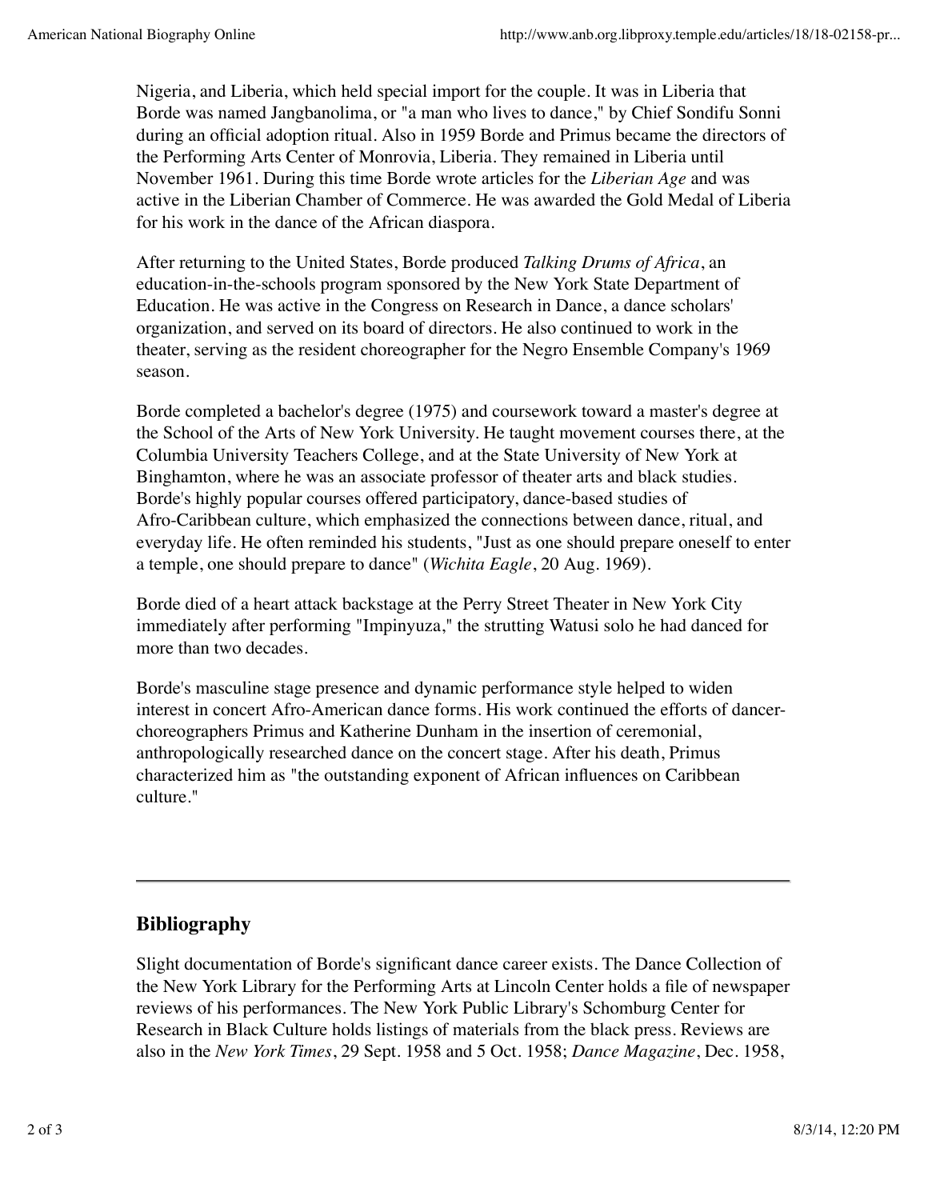Nigeria, and Liberia, which held special import for the couple. It was in Liberia that Borde was named Jangbanolima, or "a man who lives to dance," by Chief Sondifu Sonni during an official adoption ritual. Also in 1959 Borde and Primus became the directors of the Performing Arts Center of Monrovia, Liberia. They remained in Liberia until November 1961. During this time Borde wrote articles for the *Liberian Age* and was active in the Liberian Chamber of Commerce. He was awarded the Gold Medal of Liberia for his work in the dance of the African diaspora.

After returning to the United States, Borde produced *Talking Drums of Africa*, an education-in-the-schools program sponsored by the New York State Department of Education. He was active in the Congress on Research in Dance, a dance scholars' organization, and served on its board of directors. He also continued to work in the theater, serving as the resident choreographer for the Negro Ensemble Company's 1969 season.

Borde completed a bachelor's degree (1975) and coursework toward a master's degree at the School of the Arts of New York University. He taught movement courses there, at the Columbia University Teachers College, and at the State University of New York at Binghamton, where he was an associate professor of theater arts and black studies. Borde's highly popular courses offered participatory, dance-based studies of Afro-Caribbean culture, which emphasized the connections between dance, ritual, and everyday life. He often reminded his students, "Just as one should prepare oneself to enter a temple, one should prepare to dance" (*Wichita Eagle*, 20 Aug. 1969).

Borde died of a heart attack backstage at the Perry Street Theater in New York City immediately after performing "Impinyuza," the strutting Watusi solo he had danced for more than two decades.

Borde's masculine stage presence and dynamic performance style helped to widen interest in concert Afro-American dance forms. His work continued the efforts of dancer-choreographers Primus and Katherine Dunham in the insertion of ceremonial, anthropologically researched dance on the concert stage. After his death, Primus characterized him as "the outstanding exponent of African influences on Caribbean culture."

---

## Bibliography

Slight documentation of Borde's significant dance career exists. The Dance Collection of the New York Library for the Performing Arts at Lincoln Center holds a file of newspaper reviews of his performances. The New York Public Library's Schomburg Center for Research in Black Culture holds listings of materials from the black press. Reviews are also in the *New York Times*, 29 Sept. 1958 and 5 Oct. 1958; *Dance Magazine*, Dec. 1958,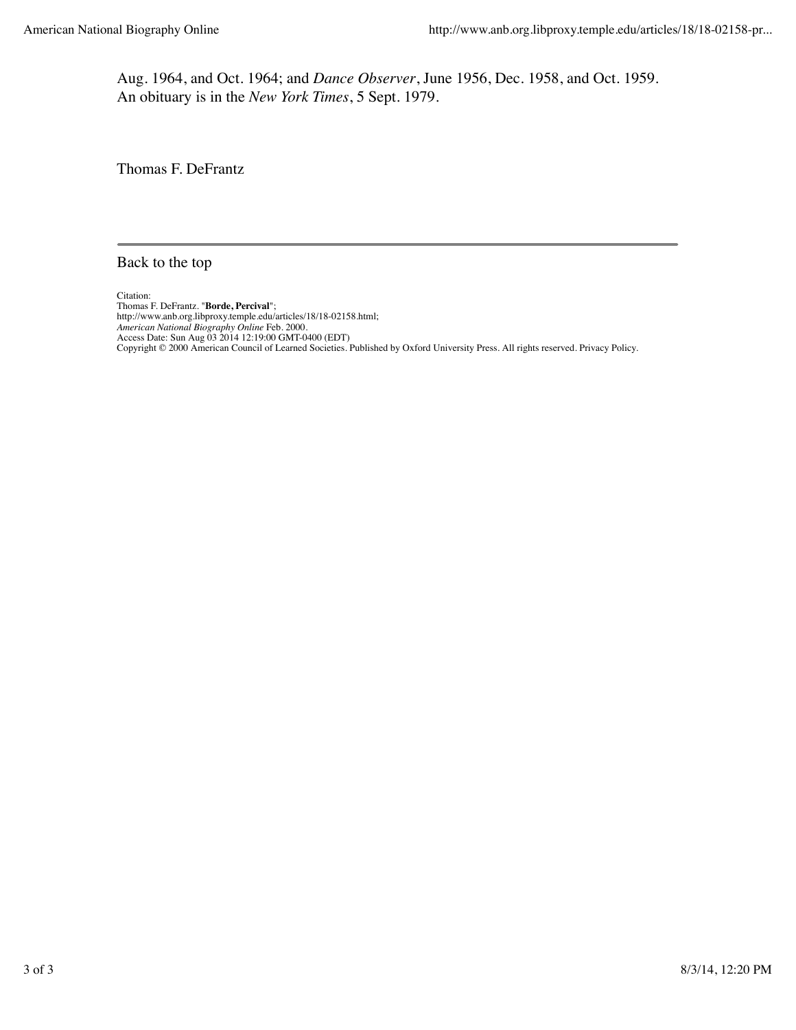Aug. 1964, and Oct. 1964; and *Dance Observer*, June 1956, Dec. 1958, and Oct. 1959. An obituary is in the *New York Times*, 5 Sept. 1979.

Thomas F. DeFrantz

---

Back to the top

Citation:
Thomas F. DeFrantz. "**Borde, Percival**";
http://www.anb.org.libproxy.temple.edu/articles/18/18-02158.html;
*American National Biography Online* Feb. 2000.
Access Date: Sun Aug 03 2014 12:19:00 GMT-0400 (EDT)
Copyright © 2000 American Council of Learned Societies. Published by Oxford University Press. All rights reserved. Privacy Policy.